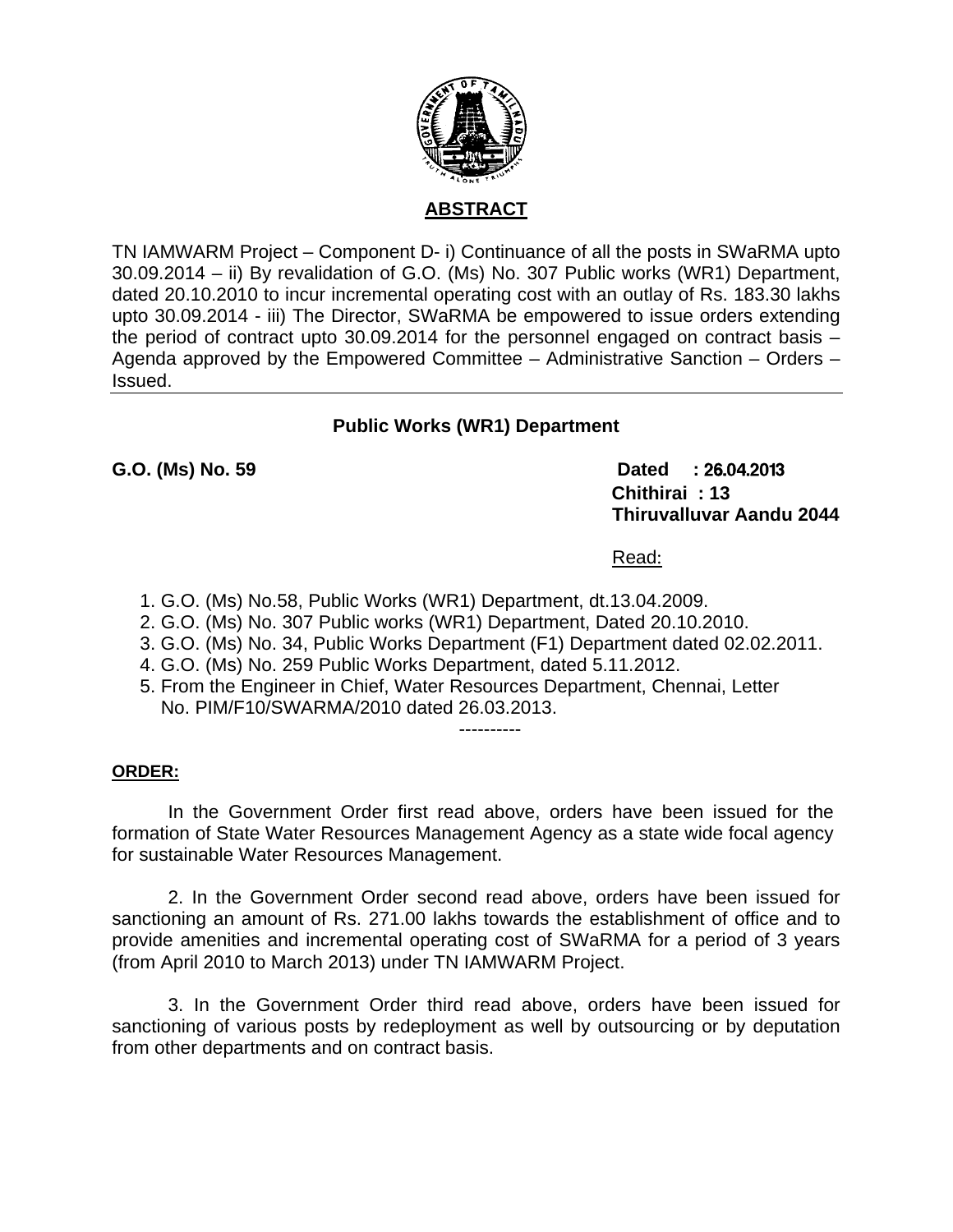## ABSTRACT

TN IAMWARM Project – Component D- i) Continuance of all the posts in SWaRMA upto 30.09.2014 – ii) By revalidation of G.O. (Ms) No. 307 Public works (WR1) Department, dated 20.10.2010 to incur incremental operating cost with an outlay of Rs. 183.30 lakhs upto 30.09.2014 - iii) The Director, SWaRMA be empowered to issue orders extending the period of contract upto 30.09.2014 for the personnel engaged on contract basis – Agenda approved by the Empowered Committee – Administrative Sanction – Orders – Issued.

---

**Public Works (WR1) Department**

**G.O. (Ms) No. 59** **Dated : 26.04.2013**
**Chithirai : 13**
**Thiruvalluvar Aandu 2044**

Read:

1. G.O. (Ms) No.58, Public Works (WR1) Department, dt.13.04.2009.
2. G.O. (Ms) No. 307 Public works (WR1) Department, Dated 20.10.2010.
3. G.O. (Ms) No. 34, Public Works Department (F1) Department dated 02.02.2011.
4. G.O. (Ms) No. 259 Public Works Department, dated 5.11.2012.
5. From the Engineer in Chief, Water Resources Department, Chennai, Letter No. PIM/F10/SWARMA/2010 dated 26.03.2013.

----------

**ORDER:**

In the Government Order first read above, orders have been issued for the formation of State Water Resources Management Agency as a state wide focal agency for sustainable Water Resources Management.

2. In the Government Order second read above, orders have been issued for sanctioning an amount of Rs. 271.00 lakhs towards the establishment of office and to provide amenities and incremental operating cost of SWaRMA for a period of 3 years (from April 2010 to March 2013) under TN IAMWARM Project.

3. In the Government Order third read above, orders have been issued for sanctioning of various posts by redeployment as well by outsourcing or by deputation from other departments and on contract basis.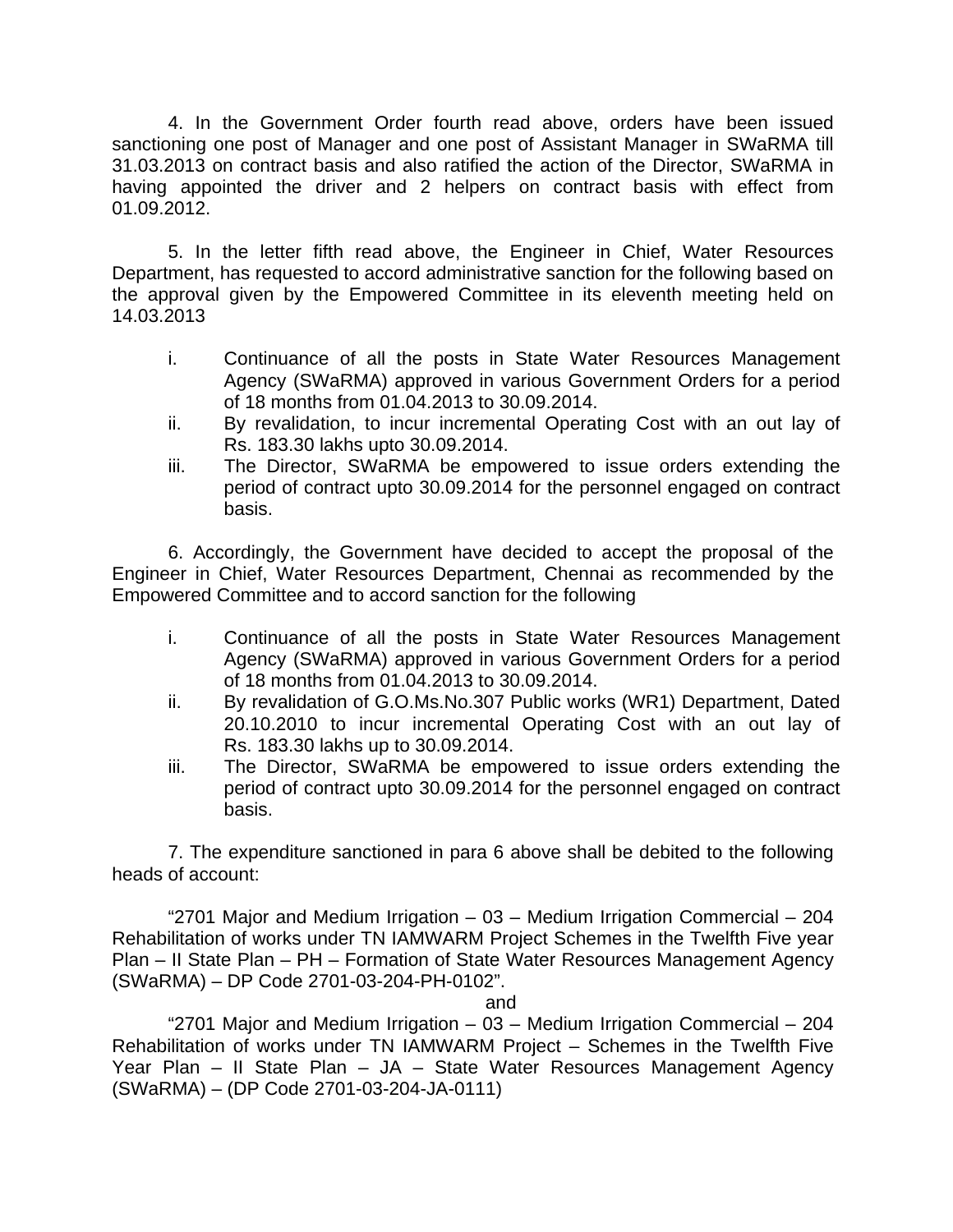4. In the Government Order fourth read above, orders have been issued sanctioning one post of Manager and one post of Assistant Manager in SWaRMA till 31.03.2013 on contract basis and also ratified the action of the Director, SWaRMA in having appointed the driver and 2 helpers on contract basis with effect from 01.09.2012.

5. In the letter fifth read above, the Engineer in Chief, Water Resources Department, has requested to accord administrative sanction for the following based on the approval given by the Empowered Committee in its eleventh meeting held on 14.03.2013

i. Continuance of all the posts in State Water Resources Management Agency (SWaRMA) approved in various Government Orders for a period of 18 months from 01.04.2013 to 30.09.2014.
ii. By revalidation, to incur incremental Operating Cost with an out lay of Rs. 183.30 lakhs upto 30.09.2014.
iii. The Director, SWaRMA be empowered to issue orders extending the period of contract upto 30.09.2014 for the personnel engaged on contract basis.

6. Accordingly, the Government have decided to accept the proposal of the Engineer in Chief, Water Resources Department, Chennai as recommended by the Empowered Committee and to accord sanction for the following

i. Continuance of all the posts in State Water Resources Management Agency (SWaRMA) approved in various Government Orders for a period of 18 months from 01.04.2013 to 30.09.2014.
ii. By revalidation of G.O.Ms.No.307 Public works (WR1) Department, Dated 20.10.2010 to incur incremental Operating Cost with an out lay of Rs. 183.30 lakhs up to 30.09.2014.
iii. The Director, SWaRMA be empowered to issue orders extending the period of contract upto 30.09.2014 for the personnel engaged on contract basis.

7. The expenditure sanctioned in para 6 above shall be debited to the following heads of account:

"2701 Major and Medium Irrigation – 03 – Medium Irrigation Commercial – 204 Rehabilitation of works under TN IAMWARM Project Schemes in the Twelfth Five year Plan – II State Plan – PH – Formation of State Water Resources Management Agency (SWaRMA) – DP Code 2701-03-204-PH-0102".

and

"2701 Major and Medium Irrigation – 03 – Medium Irrigation Commercial – 204 Rehabilitation of works under TN IAMWARM Project – Schemes in the Twelfth Five Year Plan – II State Plan – JA – State Water Resources Management Agency (SWaRMA) – (DP Code 2701-03-204-JA-0111)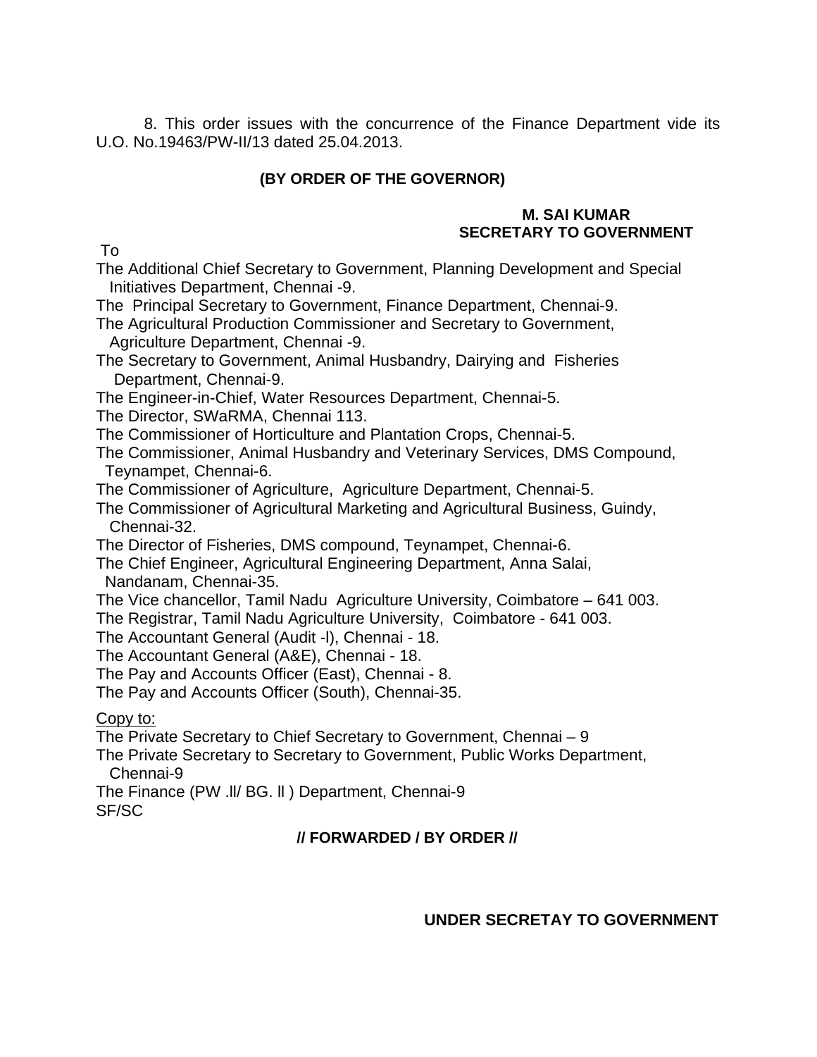8. This order issues with the concurrence of the Finance Department vide its U.O. No.19463/PW-II/13 dated 25.04.2013.

**(BY ORDER OF THE GOVERNOR)**

**M. SAI KUMAR**
**SECRETARY TO GOVERNMENT**

To

The Additional Chief Secretary to Government, Planning Development and Special Initiatives Department, Chennai -9.
The Principal Secretary to Government, Finance Department, Chennai-9.
The Agricultural Production Commissioner and Secretary to Government, Agriculture Department, Chennai -9.
The Secretary to Government, Animal Husbandry, Dairying and Fisheries Department, Chennai-9.
The Engineer-in-Chief, Water Resources Department, Chennai-5.
The Director, SWaRMA, Chennai 113.
The Commissioner of Horticulture and Plantation Crops, Chennai-5.
The Commissioner, Animal Husbandry and Veterinary Services, DMS Compound, Teynampet, Chennai-6.
The Commissioner of Agriculture, Agriculture Department, Chennai-5.
The Commissioner of Agricultural Marketing and Agricultural Business, Guindy, Chennai-32.
The Director of Fisheries, DMS compound, Teynampet, Chennai-6.
The Chief Engineer, Agricultural Engineering Department, Anna Salai, Nandanam, Chennai-35.
The Vice chancellor, Tamil Nadu Agriculture University, Coimbatore – 641 003.
The Registrar, Tamil Nadu Agriculture University, Coimbatore - 641 003.
The Accountant General (Audit -l), Chennai - 18.
The Accountant General (A&E), Chennai - 18.
The Pay and Accounts Officer (East), Chennai - 8.
The Pay and Accounts Officer (South), Chennai-35.

Copy to:
The Private Secretary to Chief Secretary to Government, Chennai – 9
The Private Secretary to Secretary to Government, Public Works Department, Chennai-9
The Finance (PW .ll/ BG. ll ) Department, Chennai-9
SF/SC

**// FORWARDED / BY ORDER //**

**UNDER SECRETAY TO GOVERNMENT**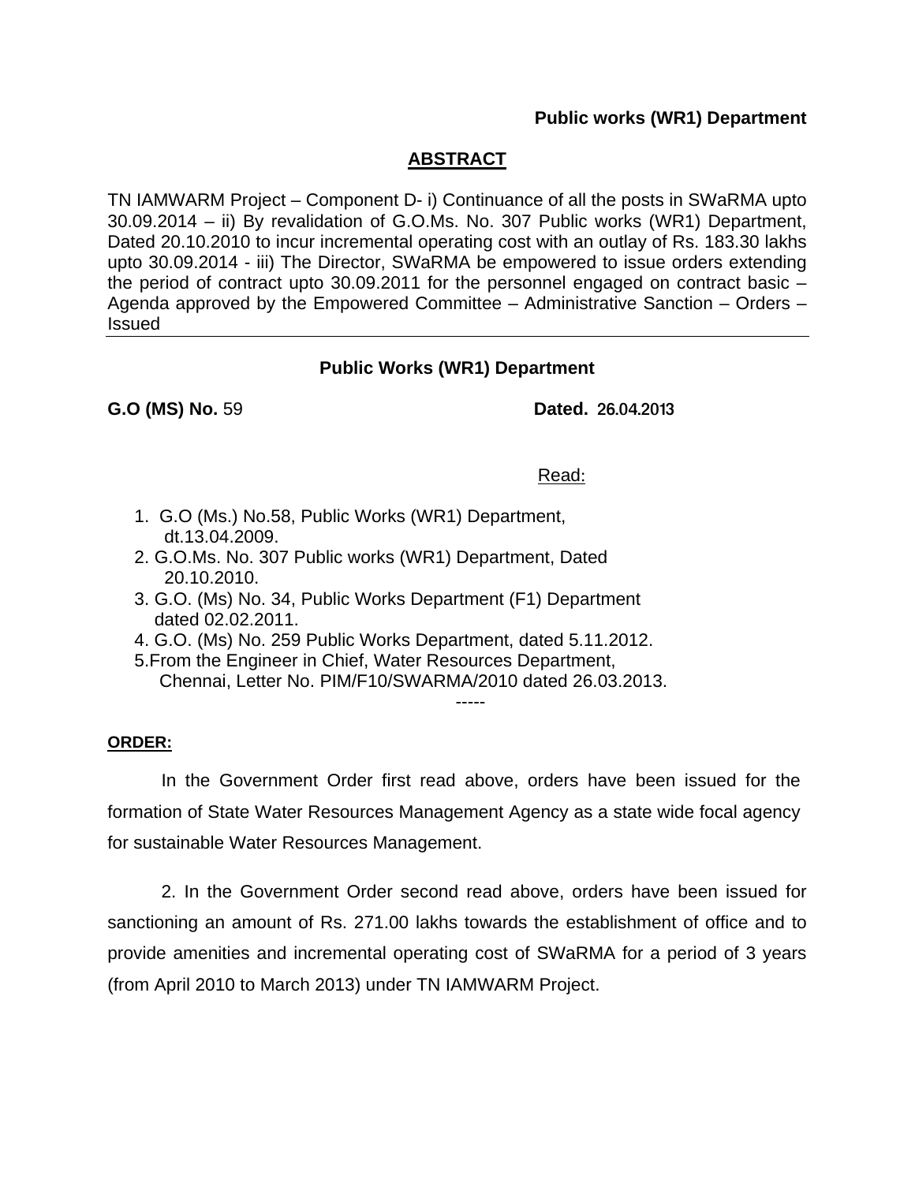**Public works (WR1) Department**

## ABSTRACT

TN IAMWARM Project – Component D- i) Continuance of all the posts in SWaRMA upto 30.09.2014 – ii) By revalidation of G.O.Ms. No. 307 Public works (WR1) Department, Dated 20.10.2010 to incur incremental operating cost with an outlay of Rs. 183.30 lakhs upto 30.09.2014 - iii) The Director, SWaRMA be empowered to issue orders extending the period of contract upto 30.09.2011 for the personnel engaged on contract basic – Agenda approved by the Empowered Committee – Administrative Sanction – Orders – Issued

---

**Public Works (WR1) Department**

**G.O (MS) No.** 59 **Dated.** 26.04.2013

Read:

1. G.O (Ms.) No.58, Public Works (WR1) Department, dt.13.04.2009.
2. G.O.Ms. No. 307 Public works (WR1) Department, Dated 20.10.2010.
3. G.O. (Ms) No. 34, Public Works Department (F1) Department dated 02.02.2011.
4. G.O. (Ms) No. 259 Public Works Department, dated 5.11.2012.
5. From the Engineer in Chief, Water Resources Department, Chennai, Letter No. PIM/F10/SWARMA/2010 dated 26.03.2013.

-----

**ORDER:**

In the Government Order first read above, orders have been issued for the formation of State Water Resources Management Agency as a state wide focal agency for sustainable Water Resources Management.

2. In the Government Order second read above, orders have been issued for sanctioning an amount of Rs. 271.00 lakhs towards the establishment of office and to provide amenities and incremental operating cost of SWaRMA for a period of 3 years (from April 2010 to March 2013) under TN IAMWARM Project.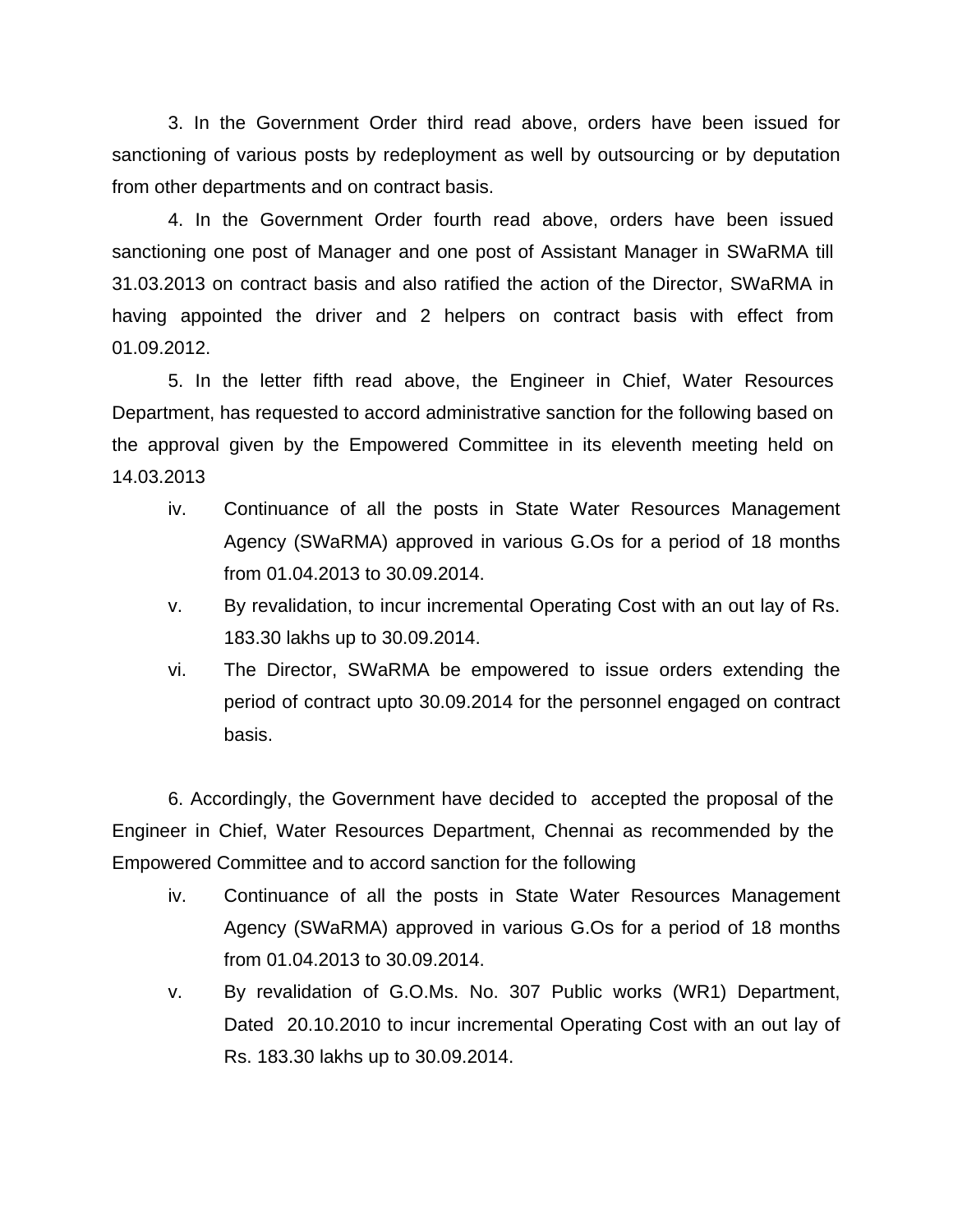3. In the Government Order third read above, orders have been issued for sanctioning of various posts by redeployment as well by outsourcing or by deputation from other departments and on contract basis.

4. In the Government Order fourth read above, orders have been issued sanctioning one post of Manager and one post of Assistant Manager in SWaRMA till 31.03.2013 on contract basis and also ratified the action of the Director, SWaRMA in having appointed the driver and 2 helpers on contract basis with effect from 01.09.2012.

5. In the letter fifth read above, the Engineer in Chief, Water Resources Department, has requested to accord administrative sanction for the following based on the approval given by the Empowered Committee in its eleventh meeting held on 14.03.2013

iv. Continuance of all the posts in State Water Resources Management Agency (SWaRMA) approved in various G.Os for a period of 18 months from 01.04.2013 to 30.09.2014.

v. By revalidation, to incur incremental Operating Cost with an out lay of Rs. 183.30 lakhs up to 30.09.2014.

vi. The Director, SWaRMA be empowered to issue orders extending the period of contract upto 30.09.2014 for the personnel engaged on contract basis.

6. Accordingly, the Government have decided to accepted the proposal of the Engineer in Chief, Water Resources Department, Chennai as recommended by the Empowered Committee and to accord sanction for the following

iv. Continuance of all the posts in State Water Resources Management Agency (SWaRMA) approved in various G.Os for a period of 18 months from 01.04.2013 to 30.09.2014.

v. By revalidation of G.O.Ms. No. 307 Public works (WR1) Department, Dated 20.10.2010 to incur incremental Operating Cost with an out lay of Rs. 183.30 lakhs up to 30.09.2014.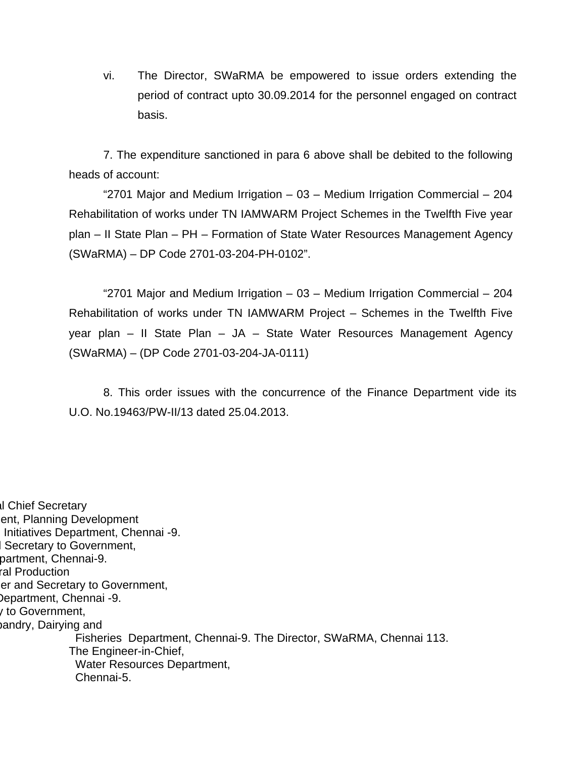vi. The Director, SWaRMA be empowered to issue orders extending the period of contract upto 30.09.2014 for the personnel engaged on contract basis.

7. The expenditure sanctioned in para 6 above shall be debited to the following heads of account:

"2701 Major and Medium Irrigation – 03 – Medium Irrigation Commercial – 204 Rehabilitation of works under TN IAMWARM Project Schemes in the Twelfth Five year plan – II State Plan – PH – Formation of State Water Resources Management Agency (SWaRMA) – DP Code 2701-03-204-PH-0102".

"2701 Major and Medium Irrigation – 03 – Medium Irrigation Commercial – 204 Rehabilitation of works under TN IAMWARM Project – Schemes in the Twelfth Five year plan – II State Plan – JA – State Water Resources Management Agency (SWaRMA) – (DP Code 2701-03-204-JA-0111)

8. This order issues with the concurrence of the Finance Department vide its U.O. No.19463/PW-II/13 dated 25.04.2013.

al Chief Secretary
ent, Planning Development
Initiatives Department, Chennai -9.
l Secretary to Government,
partment, Chennai-9.
ral Production
er and Secretary to Government,
Department, Chennai -9.
y to Government,
bandry, Dairying and
Fisheries Department, Chennai-9. The Director, SWaRMA, Chennai 113.
The Engineer-in-Chief,
Water Resources Department,
Chennai-5.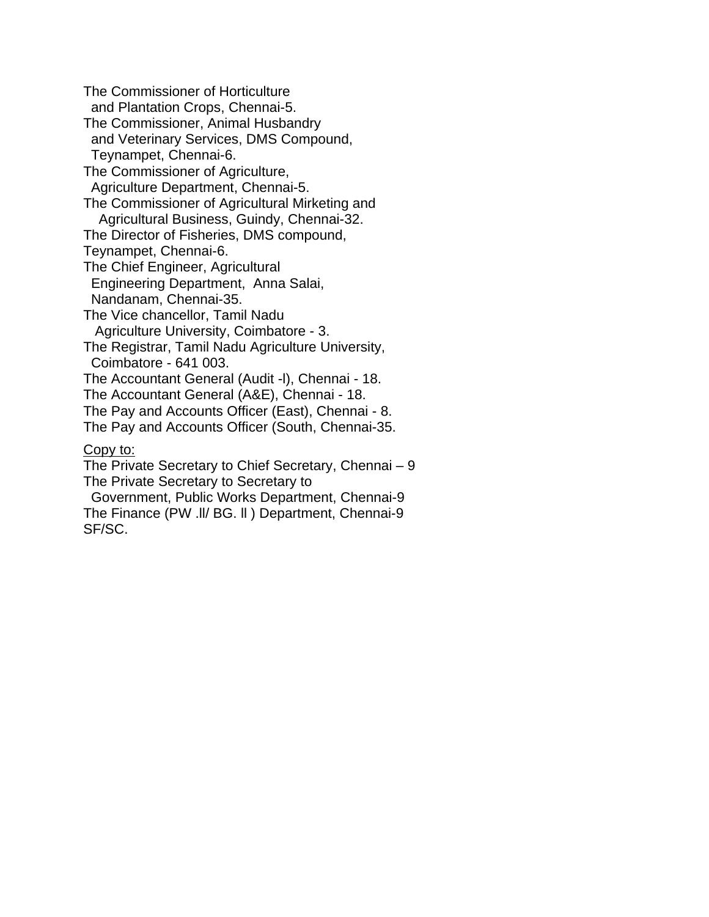The Commissioner of Horticulture
and Plantation Crops, Chennai-5.
The Commissioner, Animal Husbandry
and Veterinary Services, DMS Compound,
Teynampet, Chennai-6.
The Commissioner of Agriculture,
Agriculture Department, Chennai-5.
The Commissioner of Agricultural Mirketing and
Agricultural Business, Guindy, Chennai-32.
The Director of Fisheries, DMS compound,
Teynampet, Chennai-6.
The Chief Engineer, Agricultural
Engineering Department, Anna Salai,
Nandanam, Chennai-35.
The Vice chancellor, Tamil Nadu
Agriculture University, Coimbatore - 3.
The Registrar, Tamil Nadu Agriculture University,
Coimbatore - 641 003.
The Accountant General (Audit -l), Chennai - 18.
The Accountant General (A&E), Chennai - 18.
The Pay and Accounts Officer (East), Chennai - 8.
The Pay and Accounts Officer (South, Chennai-35.

Copy to:

The Private Secretary to Chief Secretary, Chennai – 9
The Private Secretary to Secretary to
Government, Public Works Department, Chennai-9
The Finance (PW .ll/ BG. ll ) Department, Chennai-9
SF/SC.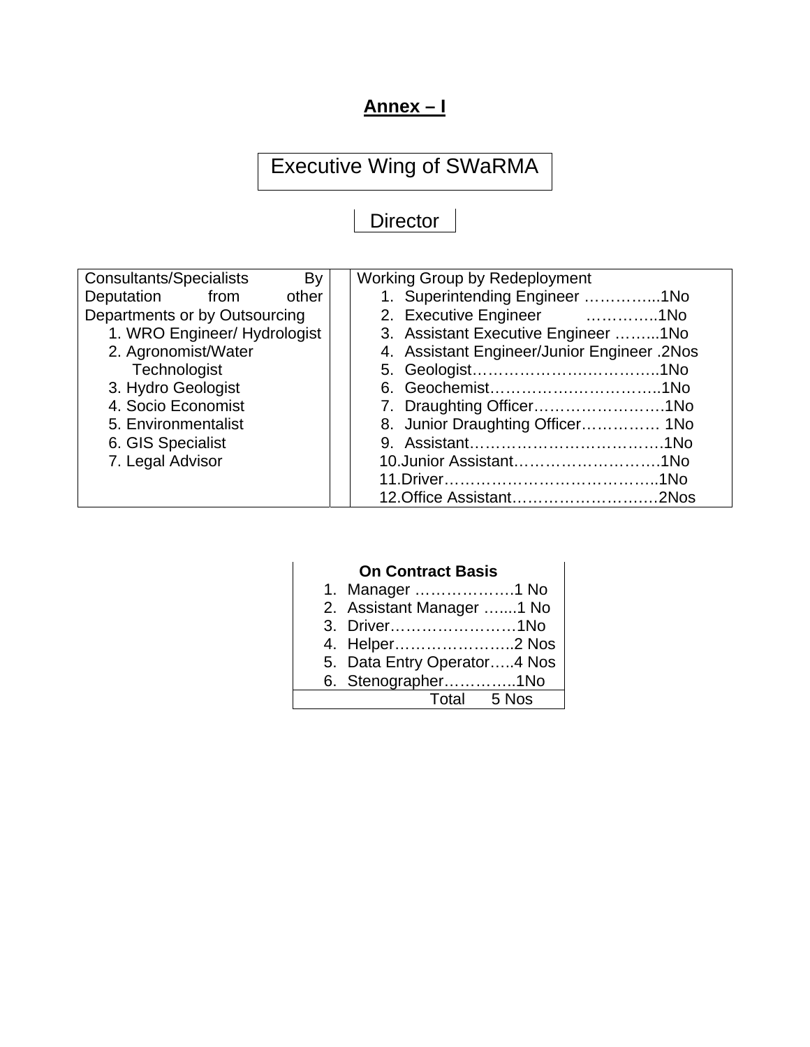# **Annex – I**

## Executive Wing of SWaRMA

### Director

| Consultants/Specialists By Deputation from other Departments or by Outsourcing | Working Group by Redeployment |
| --- | --- |
| 1. WRO Engineer/ Hydrologist<br>2. Agronomist/Water Technologist<br>3. Hydro Geologist<br>4. Socio Economist<br>5. Environmentalist<br>6. GIS Specialist<br>7. Legal Advisor | 1. Superintending Engineer …………..1No<br>2. Executive Engineer ………….1No<br>3. Assistant Executive Engineer ……..1No<br>4. Assistant Engineer/Junior Engineer .2Nos<br>5. Geologist……………….…………..1No<br>6. Geochemist……………..…………...1No<br>7. Draughting Officer…………………….1No<br>8. Junior Draughting Officer…………… 1No<br>9. Assistant……………………………….1No<br>10.Junior Assistant……………………….1No<br>11.Driver…………………………………..1No<br>12.Office Assistant………………………2Nos |

| **On Contract Basis** |
| --- |
| 1. Manager ……………….1 No |
| 2. Assistant Manager …....1 No |
| 3. Driver……………………1No |
| 4. Helper…………………..2 Nos |
| 5. Data Entry Operator…..4 Nos |
| 6. Stenographer…………..1No |
| Total 5 Nos |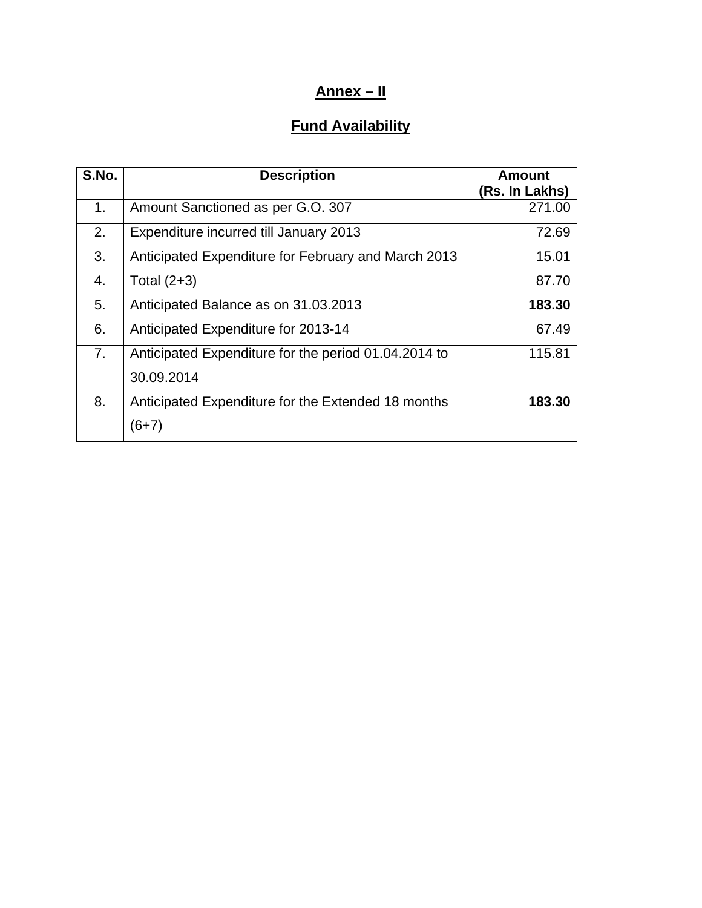## Annex – II

## Fund Availability

| S.No. | Description | Amount (Rs. In Lakhs) |
|---|---|---|
| 1. | Amount Sanctioned as per G.O. 307 | 271.00 |
| 2. | Expenditure incurred till January 2013 | 72.69 |
| 3. | Anticipated Expenditure for February and March 2013 | 15.01 |
| 4. | Total (2+3) | 87.70 |
| 5. | Anticipated Balance as on 31.03.2013 | **183.30** |
| 6. | Anticipated Expenditure for 2013-14 | 67.49 |
| 7. | Anticipated Expenditure for the period 01.04.2014 to 30.09.2014 | 115.81 |
| 8. | Anticipated Expenditure for the Extended 18 months (6+7) | **183.30** |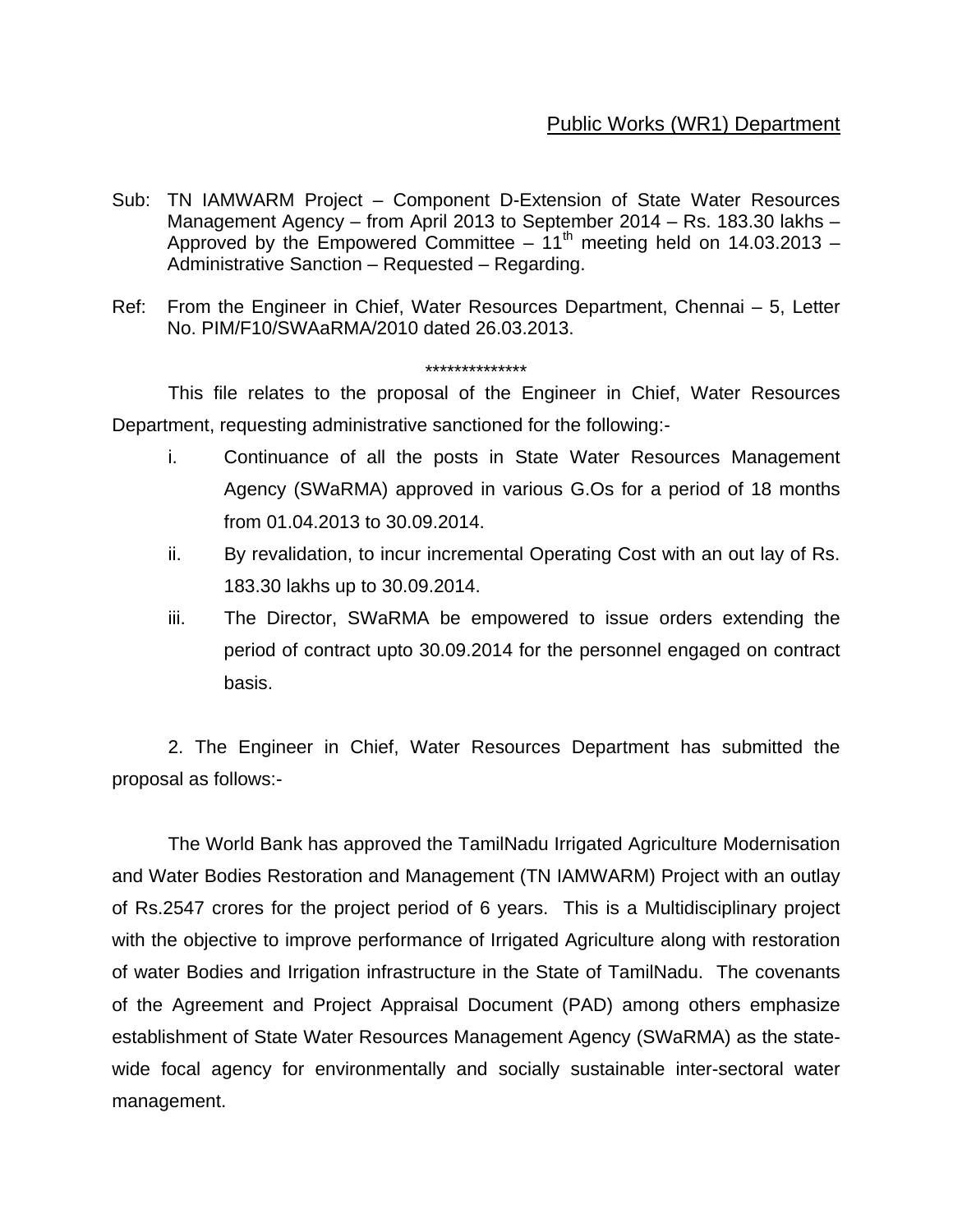<u>Public Works (WR1) Department</u>

Sub: TN IAMWARM Project – Component D-Extension of State Water Resources Management Agency – from April 2013 to September 2014 – Rs. 183.30 lakhs – Approved by the Empowered Committee – 11th meeting held on 14.03.2013 – Administrative Sanction – Requested – Regarding.

Ref: From the Engineer in Chief, Water Resources Department, Chennai – 5, Letter No. PIM/F10/SWAaRMA/2010 dated 26.03.2013.

**************

This file relates to the proposal of the Engineer in Chief, Water Resources Department, requesting administrative sanctioned for the following:-

i. Continuance of all the posts in State Water Resources Management Agency (SWaRMA) approved in various G.Os for a period of 18 months from 01.04.2013 to 30.09.2014.

ii. By revalidation, to incur incremental Operating Cost with an out lay of Rs. 183.30 lakhs up to 30.09.2014.

iii. The Director, SWaRMA be empowered to issue orders extending the period of contract upto 30.09.2014 for the personnel engaged on contract basis.

2. The Engineer in Chief, Water Resources Department has submitted the proposal as follows:-

The World Bank has approved the TamilNadu Irrigated Agriculture Modernisation and Water Bodies Restoration and Management (TN IAMWARM) Project with an outlay of Rs.2547 crores for the project period of 6 years. This is a Multidisciplinary project with the objective to improve performance of Irrigated Agriculture along with restoration of water Bodies and Irrigation infrastructure in the State of TamilNadu. The covenants of the Agreement and Project Appraisal Document (PAD) among others emphasize establishment of State Water Resources Management Agency (SWaRMA) as the state-wide focal agency for environmentally and socially sustainable inter-sectoral water management.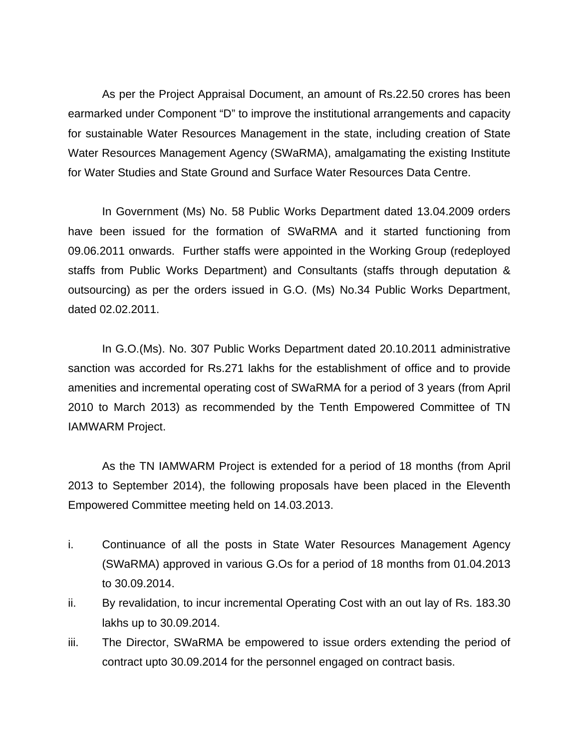As per the Project Appraisal Document, an amount of Rs.22.50 crores has been earmarked under Component “D” to improve the institutional arrangements and capacity for sustainable Water Resources Management in the state, including creation of State Water Resources Management Agency (SWaRMA), amalgamating the existing Institute for Water Studies and State Ground and Surface Water Resources Data Centre.

In Government (Ms) No. 58 Public Works Department dated 13.04.2009 orders have been issued for the formation of SWaRMA and it started functioning from 09.06.2011 onwards. Further staffs were appointed in the Working Group (redeployed staffs from Public Works Department) and Consultants (staffs through deputation & outsourcing) as per the orders issued in G.O. (Ms) No.34 Public Works Department, dated 02.02.2011.

In G.O.(Ms). No. 307 Public Works Department dated 20.10.2011 administrative sanction was accorded for Rs.271 lakhs for the establishment of office and to provide amenities and incremental operating cost of SWaRMA for a period of 3 years (from April 2010 to March 2013) as recommended by the Tenth Empowered Committee of TN IAMWARM Project.

As the TN IAMWARM Project is extended for a period of 18 months (from April 2013 to September 2014), the following proposals have been placed in the Eleventh Empowered Committee meeting held on 14.03.2013.

i. Continuance of all the posts in State Water Resources Management Agency (SWaRMA) approved in various G.Os for a period of 18 months from 01.04.2013 to 30.09.2014.
ii. By revalidation, to incur incremental Operating Cost with an out lay of Rs. 183.30 lakhs up to 30.09.2014.
iii. The Director, SWaRMA be empowered to issue orders extending the period of contract upto 30.09.2014 for the personnel engaged on contract basis.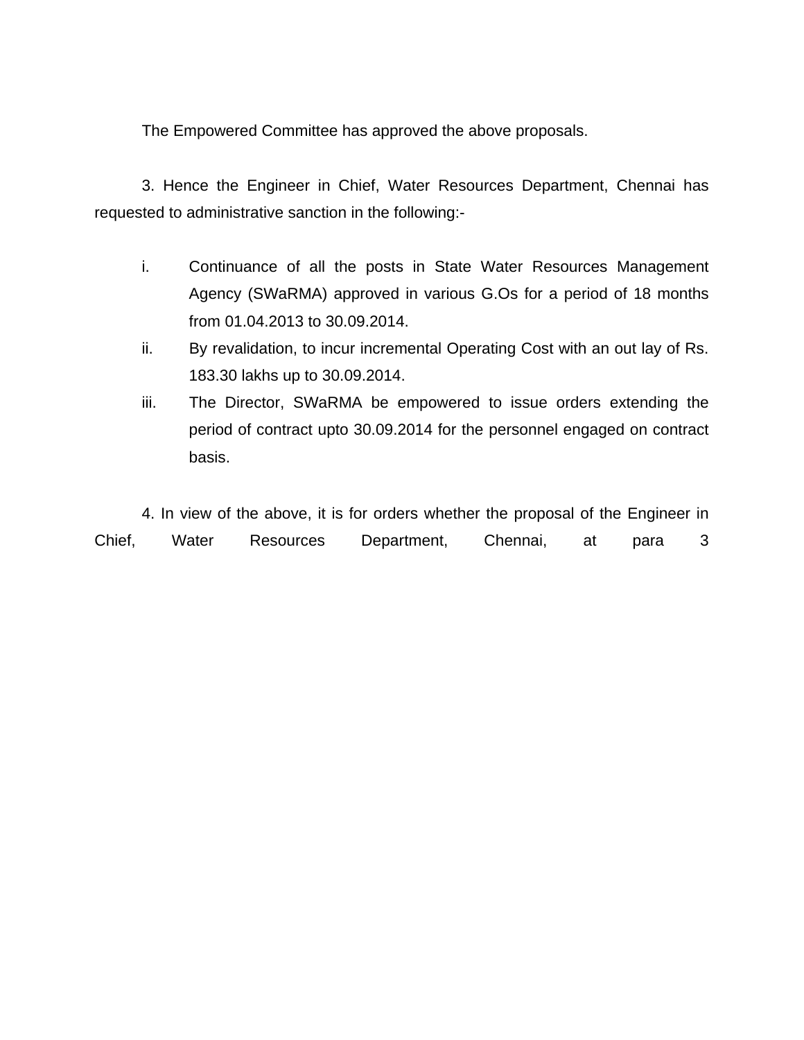The Empowered Committee has approved the above proposals.

3. Hence the Engineer in Chief, Water Resources Department, Chennai has requested to administrative sanction in the following:-

i. Continuance of all the posts in State Water Resources Management Agency (SWaRMA) approved in various G.Os for a period of 18 months from 01.04.2013 to 30.09.2014.
ii. By revalidation, to incur incremental Operating Cost with an out lay of Rs. 183.30 lakhs up to 30.09.2014.
iii. The Director, SWaRMA be empowered to issue orders extending the period of contract upto 30.09.2014 for the personnel engaged on contract basis.

4. In view of the above, it is for orders whether the proposal of the Engineer in Chief, Water Resources Department, Chennai, at para 3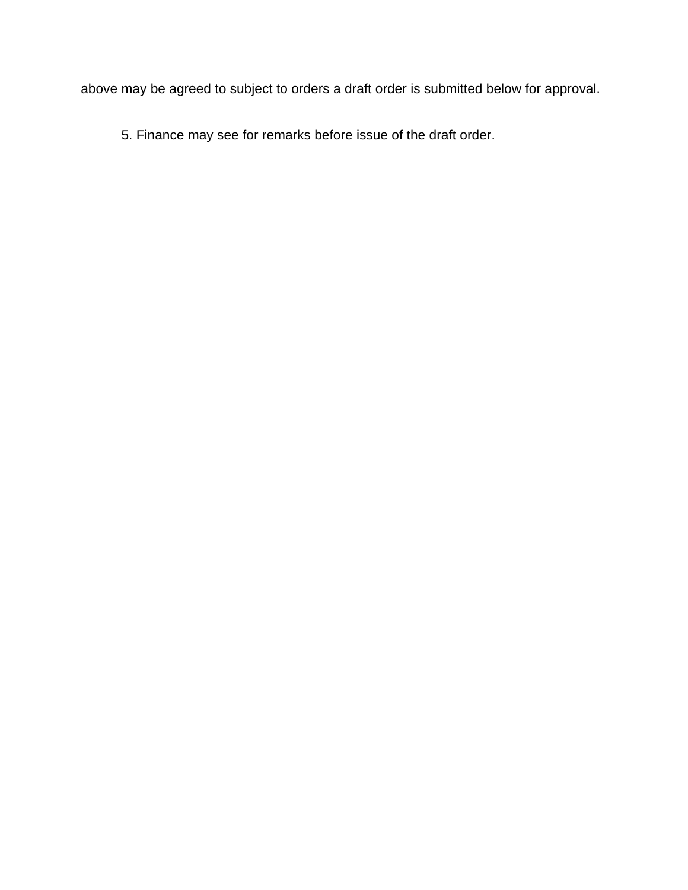above may be agreed to subject to orders a draft order is submitted below for approval.

5. Finance may see for remarks before issue of the draft order.